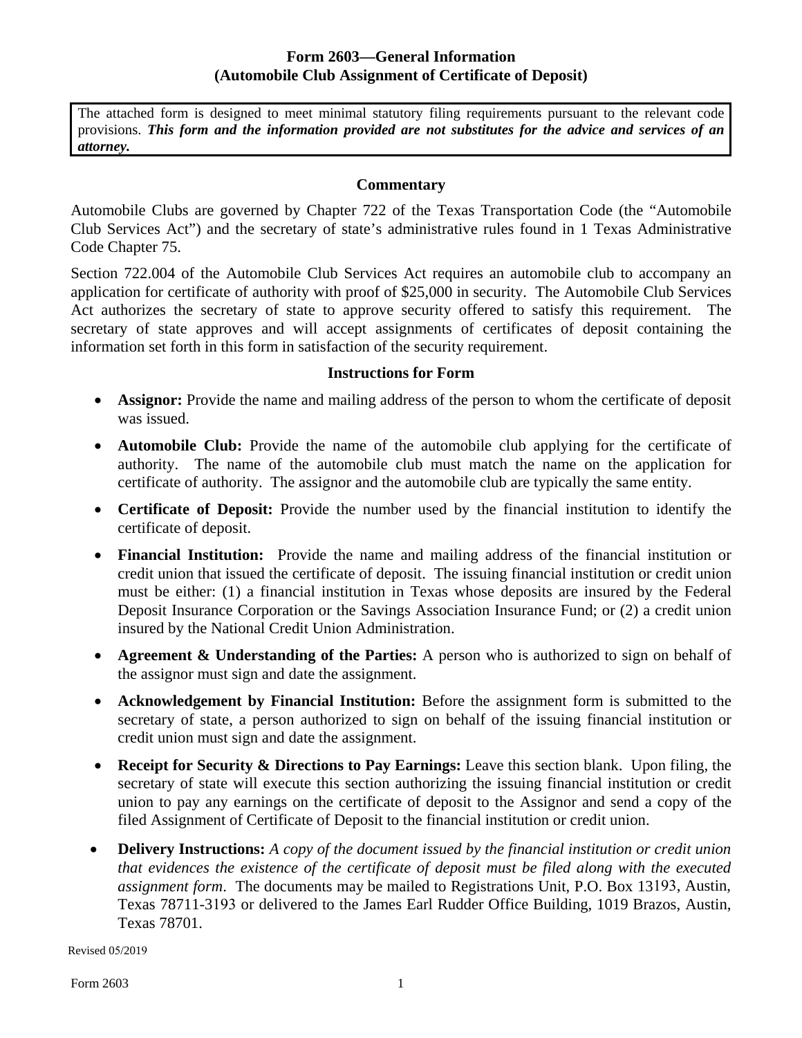# Form 2603—General Information
## (Automobile Club Assignment of Certificate of Deposit)

The attached form is designed to meet minimal statutory filing requirements pursuant to the relevant code provisions. ***This form and the information provided are not substitutes for the advice and services of an attorney.***

### Commentary

Automobile Clubs are governed by Chapter 722 of the Texas Transportation Code (the "Automobile Club Services Act") and the secretary of state's administrative rules found in 1 Texas Administrative Code Chapter 75.

Section 722.004 of the Automobile Club Services Act requires an automobile club to accompany an application for certificate of authority with proof of $25,000 in security. The Automobile Club Services Act authorizes the secretary of state to approve security offered to satisfy this requirement. The secretary of state approves and will accept assignments of certificates of deposit containing the information set forth in this form in satisfaction of the security requirement.

### Instructions for Form

- **Assignor:** Provide the name and mailing address of the person to whom the certificate of deposit was issued.
- **Automobile Club:** Provide the name of the automobile club applying for the certificate of authority. The name of the automobile club must match the name on the application for certificate of authority. The assignor and the automobile club are typically the same entity.
- **Certificate of Deposit:** Provide the number used by the financial institution to identify the certificate of deposit.
- **Financial Institution:** Provide the name and mailing address of the financial institution or credit union that issued the certificate of deposit. The issuing financial institution or credit union must be either: (1) a financial institution in Texas whose deposits are insured by the Federal Deposit Insurance Corporation or the Savings Association Insurance Fund; or (2) a credit union insured by the National Credit Union Administration.
- **Agreement & Understanding of the Parties:** A person who is authorized to sign on behalf of the assignor must sign and date the assignment.
- **Acknowledgement by Financial Institution:** Before the assignment form is submitted to the secretary of state, a person authorized to sign on behalf of the issuing financial institution or credit union must sign and date the assignment.
- **Receipt for Security & Directions to Pay Earnings:** Leave this section blank. Upon filing, the secretary of state will execute this section authorizing the issuing financial institution or credit union to pay any earnings on the certificate of deposit to the Assignor and send a copy of the filed Assignment of Certificate of Deposit to the financial institution or credit union.
- **Delivery Instructions:** *A copy of the document issued by the financial institution or credit union that evidences the existence of the certificate of deposit must be filed along with the executed assignment form*. The documents may be mailed to Registrations Unit, P.O. Box 13193, Austin, Texas 78711-3193 or delivered to the James Earl Rudder Office Building, 1019 Brazos, Austin, Texas 78701.

Revised 05/2019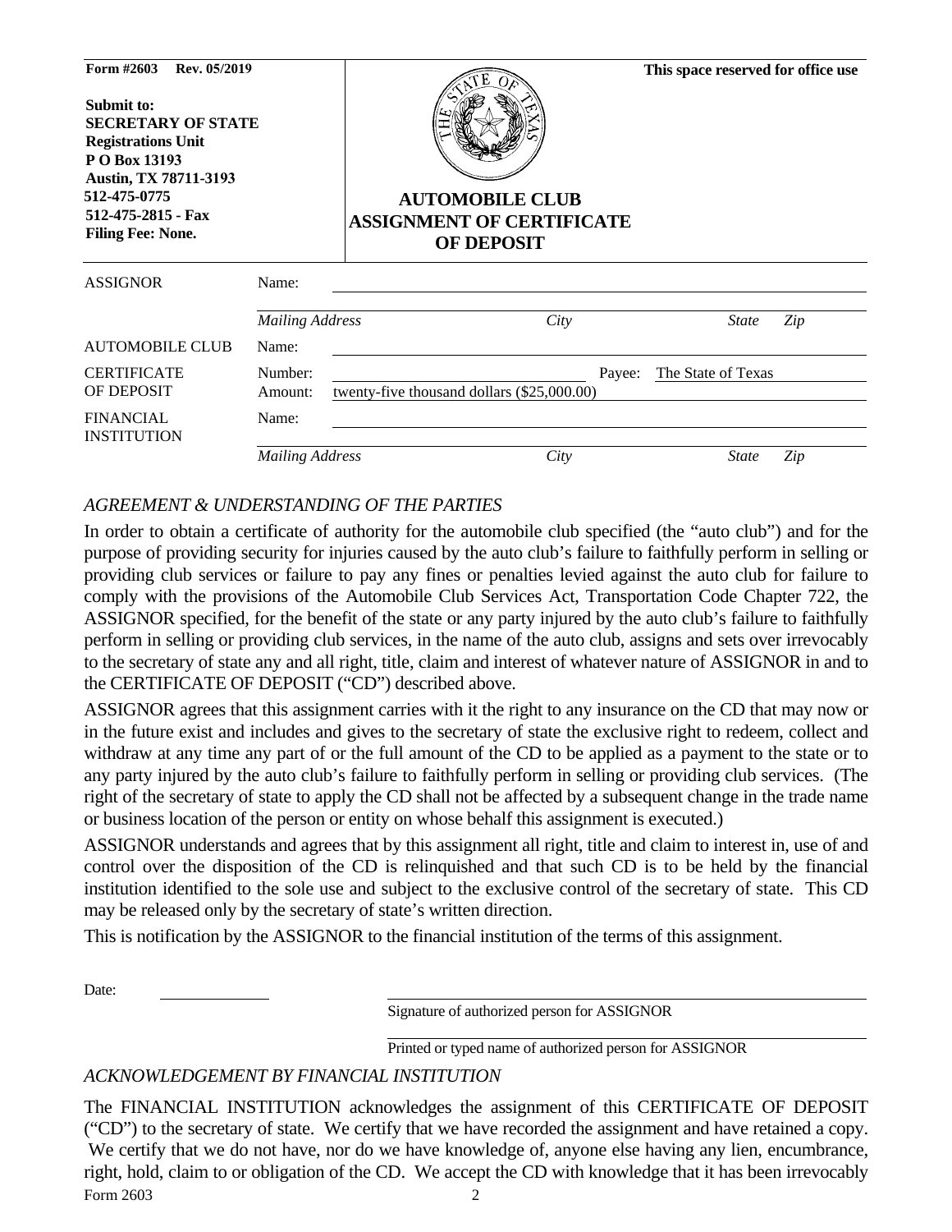**Form #2603 Rev. 05/2019**

**Submit to:**
**SECRETARY OF STATE**
**Registrations Unit**
**P O Box 13193**
**Austin, TX 78711-3193**
**512-475-0775**
**512-475-2815 - Fax**
**Filing Fee: None.**

**This space reserved for office use**

# AUTOMOBILE CLUB ASSIGNMENT OF CERTIFICATE OF DEPOSIT

| | | | | | |
|---|---|---|---|---|---|
| ASSIGNOR | Name: | | | | |
| | *Mailing Address* | *City* | | *State* | *Zip* |
| AUTOMOBILE CLUB | Name: | | | | |
| CERTIFICATE OF DEPOSIT | Number: | | Payee: | The State of Texas | |
| | Amount: | twenty-five thousand dollars ($25,000.00) | | | |
| FINANCIAL INSTITUTION | Name: | | | | |
| | *Mailing Address* | *City* | | *State* | *Zip* |

*AGREEMENT & UNDERSTANDING OF THE PARTIES*

In order to obtain a certificate of authority for the automobile club specified (the "auto club") and for the purpose of providing security for injuries caused by the auto club's failure to faithfully perform in selling or providing club services or failure to pay any fines or penalties levied against the auto club for failure to comply with the provisions of the Automobile Club Services Act, Transportation Code Chapter 722, the ASSIGNOR specified, for the benefit of the state or any party injured by the auto club's failure to faithfully perform in selling or providing club services, in the name of the auto club, assigns and sets over irrevocably to the secretary of state any and all right, title, claim and interest of whatever nature of ASSIGNOR in and to the CERTIFICATE OF DEPOSIT ("CD") described above.

ASSIGNOR agrees that this assignment carries with it the right to any insurance on the CD that may now or in the future exist and includes and gives to the secretary of state the exclusive right to redeem, collect and withdraw at any time any part of or the full amount of the CD to be applied as a payment to the state or to any party injured by the auto club's failure to faithfully perform in selling or providing club services. (The right of the secretary of state to apply the CD shall not be affected by a subsequent change in the trade name or business location of the person or entity on whose behalf this assignment is executed.)

ASSIGNOR understands and agrees that by this assignment all right, title and claim to interest in, use of and control over the disposition of the CD is relinquished and that such CD is to be held by the financial institution identified to the sole use and subject to the exclusive control of the secretary of state. This CD may be released only by the secretary of state's written direction.

This is notification by the ASSIGNOR to the financial institution of the terms of this assignment.

Date: ______________

______________________________
Signature of authorized person for ASSIGNOR

______________________________
Printed or typed name of authorized person for ASSIGNOR

*ACKNOWLEDGEMENT BY FINANCIAL INSTITUTION*

The FINANCIAL INSTITUTION acknowledges the assignment of this CERTIFICATE OF DEPOSIT ("CD") to the secretary of state. We certify that we have recorded the assignment and have retained a copy. We certify that we do not have, nor do we have knowledge of, anyone else having any lien, encumbrance, right, hold, claim to or obligation of the CD. We accept the CD with knowledge that it has been irrevocably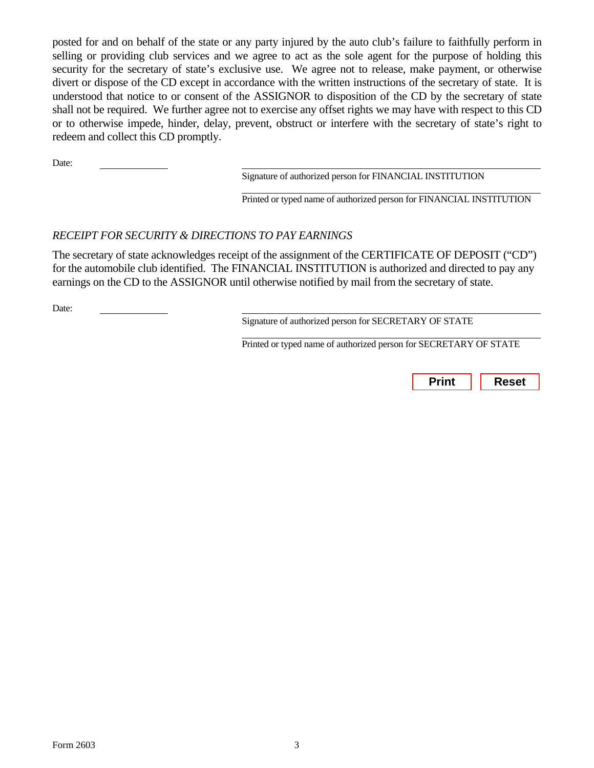posted for and on behalf of the state or any party injured by the auto club's failure to faithfully perform in selling or providing club services and we agree to act as the sole agent for the purpose of holding this security for the secretary of state's exclusive use. We agree not to release, make payment, or otherwise divert or dispose of the CD except in accordance with the written instructions of the secretary of state. It is understood that notice to or consent of the ASSIGNOR to disposition of the CD by the secretary of state shall not be required. We further agree not to exercise any offset rights we may have with respect to this CD or to otherwise impede, hinder, delay, prevent, obstruct or interfere with the secretary of state's right to redeem and collect this CD promptly.

Date: ____________

______________________________________
Signature of authorized person for FINANCIAL INSTITUTION

______________________________________
Printed or typed name of authorized person for FINANCIAL INSTITUTION

*RECEIPT FOR SECURITY & DIRECTIONS TO PAY EARNINGS*

The secretary of state acknowledges receipt of the assignment of the CERTIFICATE OF DEPOSIT ("CD") for the automobile club identified. The FINANCIAL INSTITUTION is authorized and directed to pay any earnings on the CD to the ASSIGNOR until otherwise notified by mail from the secretary of state.

Date: ____________

______________________________________
Signature of authorized person for SECRETARY OF STATE

______________________________________
Printed or typed name of authorized person for SECRETARY OF STATE

**Print** **Reset**

Form 2603